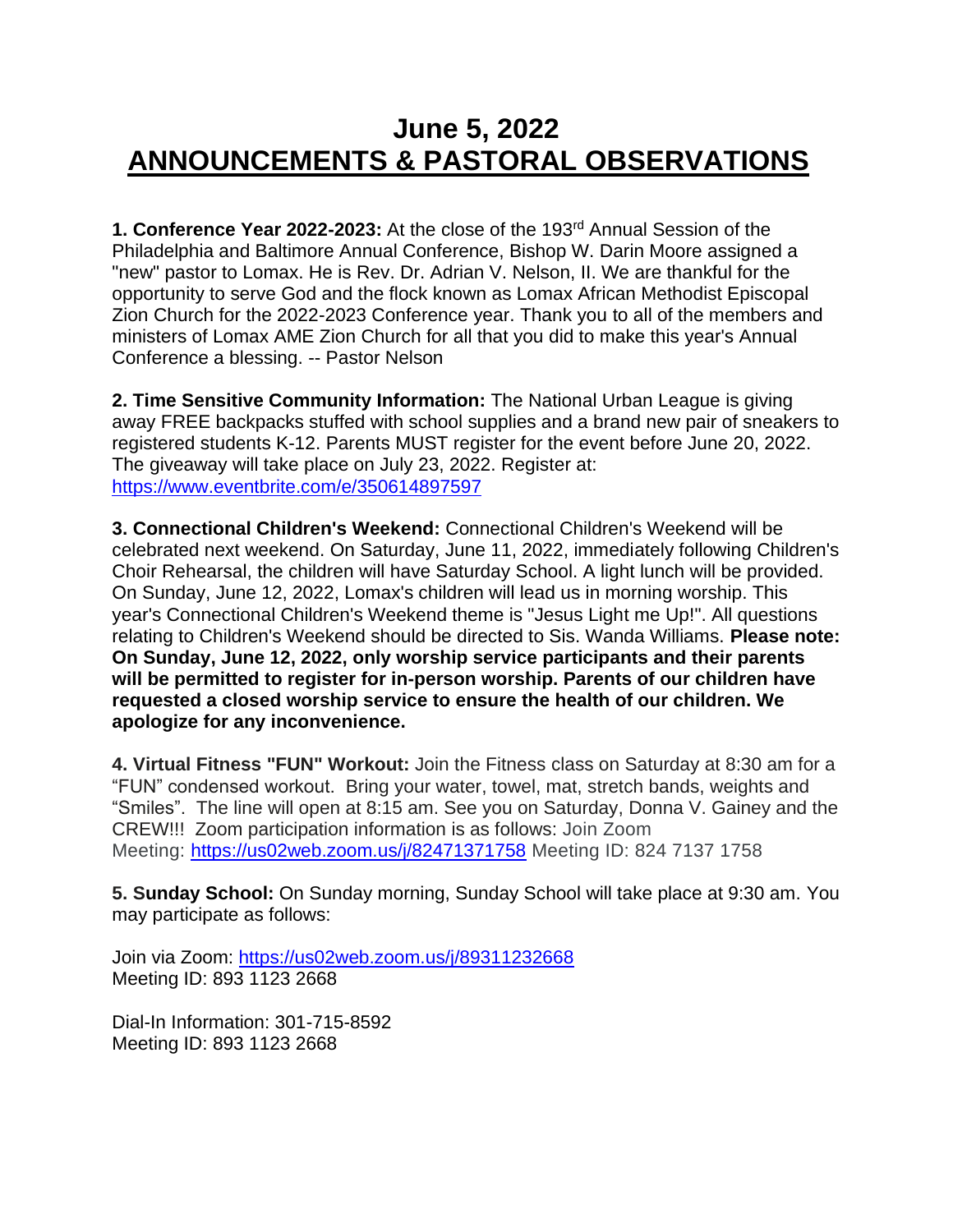# June 5, 2022
# ANNOUNCEMENTS & PASTORAL OBSERVATIONS

**1. Conference Year 2022-2023:** At the close of the 193rd Annual Session of the Philadelphia and Baltimore Annual Conference, Bishop W. Darin Moore assigned a "new" pastor to Lomax. He is Rev. Dr. Adrian V. Nelson, II. We are thankful for the opportunity to serve God and the flock known as Lomax African Methodist Episcopal Zion Church for the 2022-2023 Conference year. Thank you to all of the members and ministers of Lomax AME Zion Church for all that you did to make this year's Annual Conference a blessing. -- Pastor Nelson

**2. Time Sensitive Community Information:** The National Urban League is giving away FREE backpacks stuffed with school supplies and a brand new pair of sneakers to registered students K-12. Parents MUST register for the event before June 20, 2022. The giveaway will take place on July 23, 2022. Register at: https://www.eventbrite.com/e/350614897597

**3. Connectional Children's Weekend:** Connectional Children's Weekend will be celebrated next weekend. On Saturday, June 11, 2022, immediately following Children's Choir Rehearsal, the children will have Saturday School. A light lunch will be provided. On Sunday, June 12, 2022, Lomax's children will lead us in morning worship. This year's Connectional Children's Weekend theme is "Jesus Light me Up!". All questions relating to Children's Weekend should be directed to Sis. Wanda Williams. **Please note: On Sunday, June 12, 2022, only worship service participants and their parents will be permitted to register for in-person worship. Parents of our children have requested a closed worship service to ensure the health of our children. We apologize for any inconvenience.**

**4. Virtual Fitness "FUN" Workout:** Join the Fitness class on Saturday at 8:30 am for a "FUN" condensed workout. Bring your water, towel, mat, stretch bands, weights and "Smiles". The line will open at 8:15 am. See you on Saturday, Donna V. Gainey and the CREW!!! Zoom participation information is as follows: Join Zoom Meeting: https://us02web.zoom.us/j/82471371758 Meeting ID: 824 7137 1758

**5. Sunday School:** On Sunday morning, Sunday School will take place at 9:30 am. You may participate as follows:

Join via Zoom: https://us02web.zoom.us/j/89311232668
Meeting ID: 893 1123 2668

Dial-In Information: 301-715-8592
Meeting ID: 893 1123 2668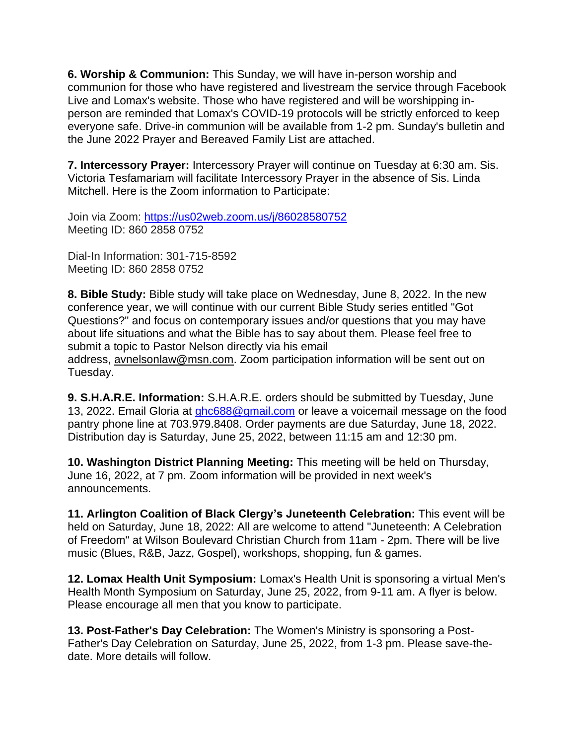**6. Worship & Communion:** This Sunday, we will have in-person worship and communion for those who have registered and livestream the service through Facebook Live and Lomax's website. Those who have registered and will be worshipping in-person are reminded that Lomax's COVID-19 protocols will be strictly enforced to keep everyone safe. Drive-in communion will be available from 1-2 pm. Sunday's bulletin and the June 2022 Prayer and Bereaved Family List are attached.

**7. Intercessory Prayer:** Intercessory Prayer will continue on Tuesday at 6:30 am. Sis. Victoria Tesfamariam will facilitate Intercessory Prayer in the absence of Sis. Linda Mitchell. Here is the Zoom information to Participate:

Join via Zoom: https://us02web.zoom.us/j/86028580752
Meeting ID: 860 2858 0752

Dial-In Information: 301-715-8592
Meeting ID: 860 2858 0752

**8. Bible Study:** Bible study will take place on Wednesday, June 8, 2022. In the new conference year, we will continue with our current Bible Study series entitled "Got Questions?" and focus on contemporary issues and/or questions that you may have about life situations and what the Bible has to say about them. Please feel free to submit a topic to Pastor Nelson directly via his email address, avnelsonlaw@msn.com. Zoom participation information will be sent out on Tuesday.

**9. S.H.A.R.E. Information:** S.H.A.R.E. orders should be submitted by Tuesday, June 13, 2022. Email Gloria at ghc688@gmail.com or leave a voicemail message on the food pantry phone line at 703.979.8408. Order payments are due Saturday, June 18, 2022. Distribution day is Saturday, June 25, 2022, between 11:15 am and 12:30 pm.

**10. Washington District Planning Meeting:** This meeting will be held on Thursday, June 16, 2022, at 7 pm. Zoom information will be provided in next week's announcements.

**11. Arlington Coalition of Black Clergy's Juneteenth Celebration:** This event will be held on Saturday, June 18, 2022: All are welcome to attend "Juneteenth: A Celebration of Freedom" at Wilson Boulevard Christian Church from 11am - 2pm. There will be live music (Blues, R&B, Jazz, Gospel), workshops, shopping, fun & games.

**12. Lomax Health Unit Symposium:** Lomax's Health Unit is sponsoring a virtual Men's Health Month Symposium on Saturday, June 25, 2022, from 9-11 am. A flyer is below. Please encourage all men that you know to participate.

**13. Post-Father's Day Celebration:** The Women's Ministry is sponsoring a Post-Father's Day Celebration on Saturday, June 25, 2022, from 1-3 pm. Please save-the-date. More details will follow.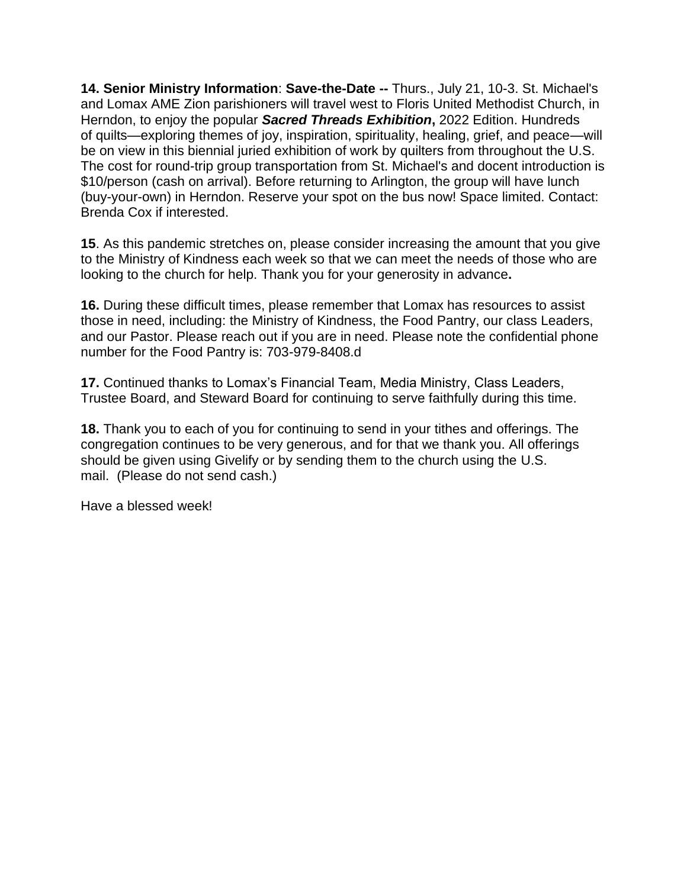**14. Senior Ministry Information**: **Save-the-Date --** Thurs., July 21, 10-3. St. Michael's and Lomax AME Zion parishioners will travel west to Floris United Methodist Church, in Herndon, to enjoy the popular ***Sacred Threads Exhibition*****,** 2022 Edition. Hundreds of quilts—exploring themes of joy, inspiration, spirituality, healing, grief, and peace—will be on view in this biennial juried exhibition of work by quilters from throughout the U.S. The cost for round-trip group transportation from St. Michael's and docent introduction is $10/person (cash on arrival). Before returning to Arlington, the group will have lunch (buy-your-own) in Herndon. Reserve your spot on the bus now! Space limited. Contact: Brenda Cox if interested.

**15**. As this pandemic stretches on, please consider increasing the amount that you give to the Ministry of Kindness each week so that we can meet the needs of those who are looking to the church for help. Thank you for your generosity in advance**.**

**16.** During these difficult times, please remember that Lomax has resources to assist those in need, including: the Ministry of Kindness, the Food Pantry, our class Leaders, and our Pastor. Please reach out if you are in need. Please note the confidential phone number for the Food Pantry is: 703-979-8408.d

**17.** Continued thanks to Lomax's Financial Team, Media Ministry, Class Leaders, Trustee Board, and Steward Board for continuing to serve faithfully during this time.

**18.** Thank you to each of you for continuing to send in your tithes and offerings. The congregation continues to be very generous, and for that we thank you. All offerings should be given using Givelify or by sending them to the church using the U.S. mail. (Please do not send cash.)

Have a blessed week!